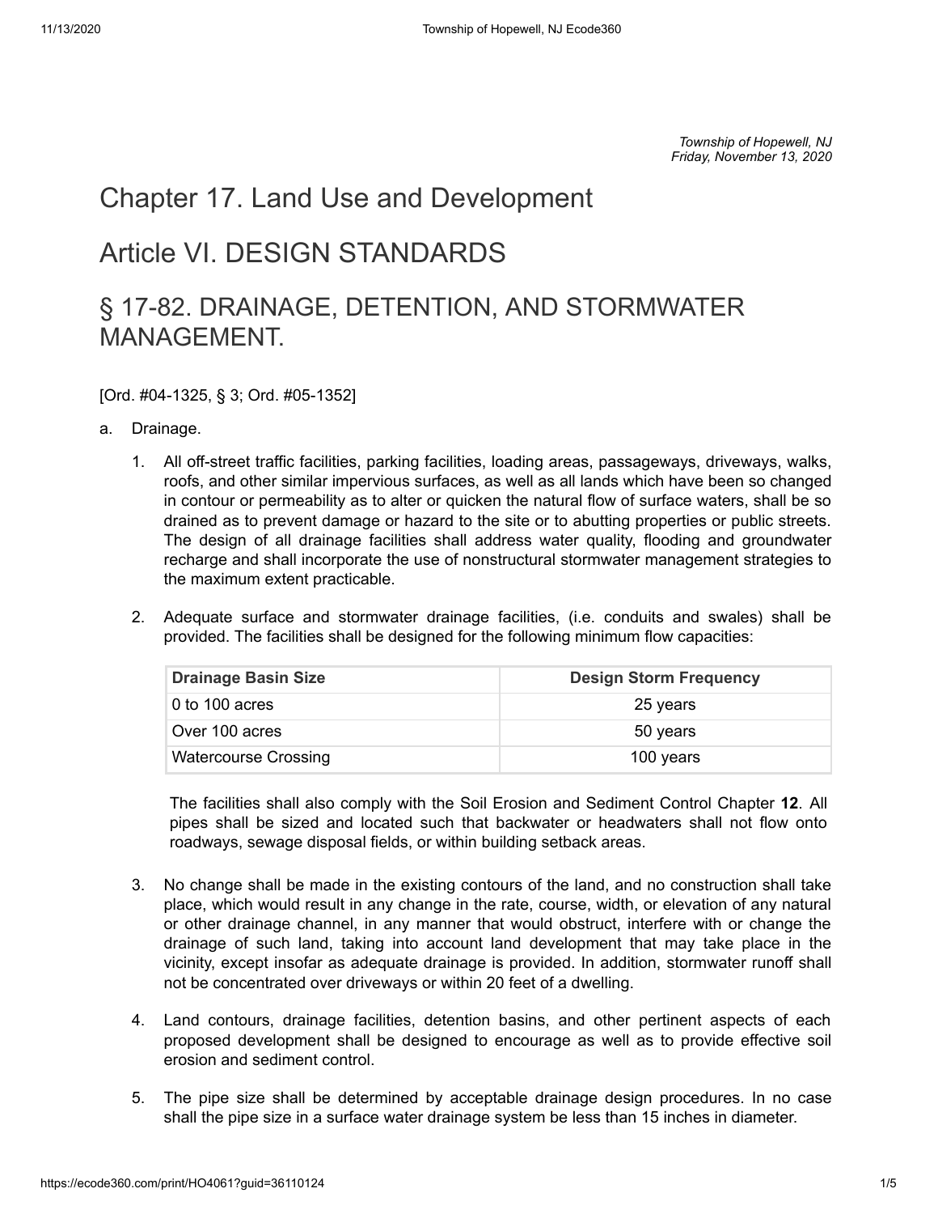*Township of Hopewell, NJ*
*Friday, November 13, 2020*

# Chapter 17. Land Use and Development

# Article VI. DESIGN STANDARDS

# § 17-82. DRAINAGE, DETENTION, AND STORMWATER MANAGEMENT.

[Ord. #04-1325, § 3; Ord. #05-1352]

a. Drainage.

1. All off-street traffic facilities, parking facilities, loading areas, passageways, driveways, walks, roofs, and other similar impervious surfaces, as well as all lands which have been so changed in contour or permeability as to alter or quicken the natural flow of surface waters, shall be so drained as to prevent damage or hazard to the site or to abutting properties or public streets. The design of all drainage facilities shall address water quality, flooding and groundwater recharge and shall incorporate the use of nonstructural stormwater management strategies to the maximum extent practicable.

2. Adequate surface and stormwater drainage facilities, (i.e. conduits and swales) shall be provided. The facilities shall be designed for the following minimum flow capacities:

| Drainage Basin Size | Design Storm Frequency |
|---|---|
| 0 to 100 acres | 25 years |
| Over 100 acres | 50 years |
| Watercourse Crossing | 100 years |

The facilities shall also comply with the Soil Erosion and Sediment Control Chapter **12**. All pipes shall be sized and located such that backwater or headwaters shall not flow onto roadways, sewage disposal fields, or within building setback areas.

3. No change shall be made in the existing contours of the land, and no construction shall take place, which would result in any change in the rate, course, width, or elevation of any natural or other drainage channel, in any manner that would obstruct, interfere with or change the drainage of such land, taking into account land development that may take place in the vicinity, except insofar as adequate drainage is provided. In addition, stormwater runoff shall not be concentrated over driveways or within 20 feet of a dwelling.

4. Land contours, drainage facilities, detention basins, and other pertinent aspects of each proposed development shall be designed to encourage as well as to provide effective soil erosion and sediment control.

5. The pipe size shall be determined by acceptable drainage design procedures. In no case shall the pipe size in a surface water drainage system be less than 15 inches in diameter.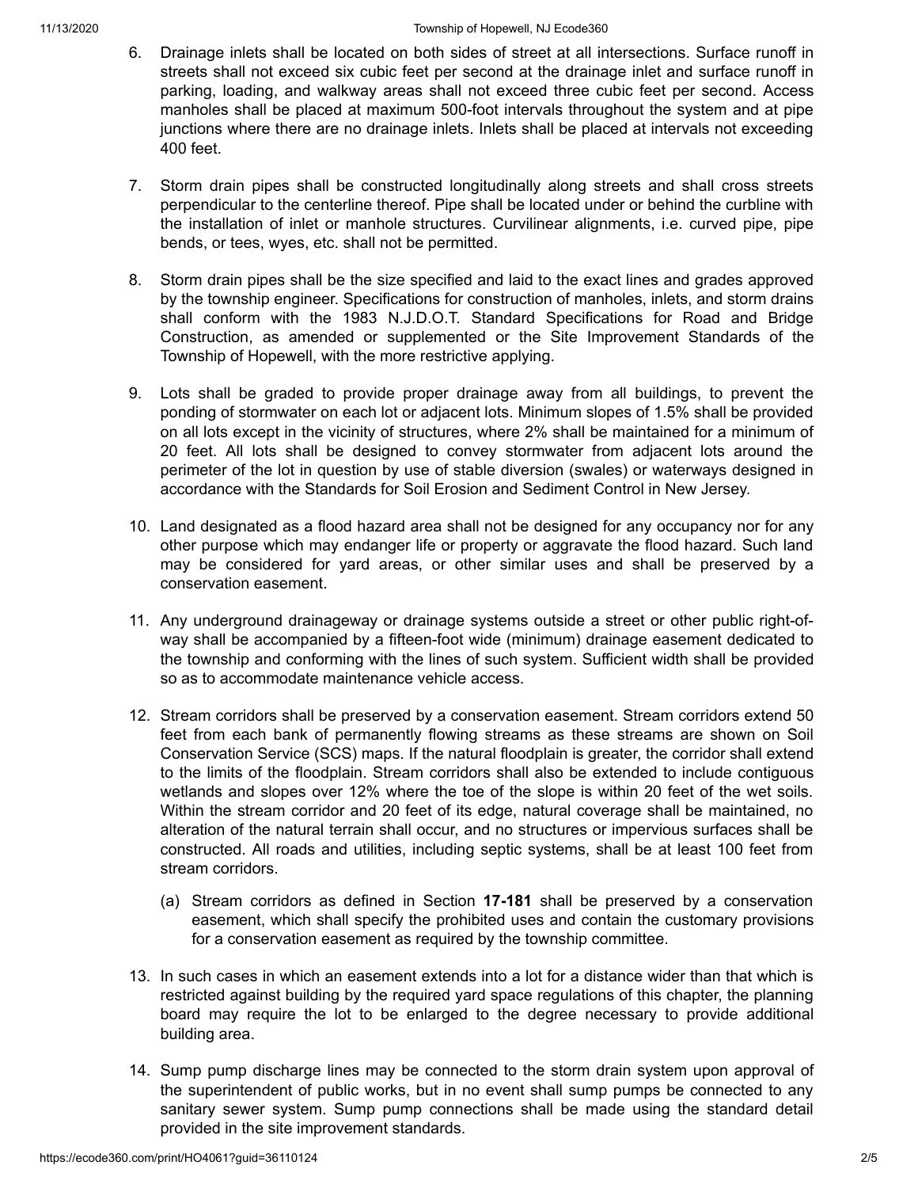6. Drainage inlets shall be located on both sides of street at all intersections. Surface runoff in streets shall not exceed six cubic feet per second at the drainage inlet and surface runoff in parking, loading, and walkway areas shall not exceed three cubic feet per second. Access manholes shall be placed at maximum 500-foot intervals throughout the system and at pipe junctions where there are no drainage inlets. Inlets shall be placed at intervals not exceeding 400 feet.

7. Storm drain pipes shall be constructed longitudinally along streets and shall cross streets perpendicular to the centerline thereof. Pipe shall be located under or behind the curbline with the installation of inlet or manhole structures. Curvilinear alignments, i.e. curved pipe, pipe bends, or tees, wyes, etc. shall not be permitted.

8. Storm drain pipes shall be the size specified and laid to the exact lines and grades approved by the township engineer. Specifications for construction of manholes, inlets, and storm drains shall conform with the 1983 N.J.D.O.T. Standard Specifications for Road and Bridge Construction, as amended or supplemented or the Site Improvement Standards of the Township of Hopewell, with the more restrictive applying.

9. Lots shall be graded to provide proper drainage away from all buildings, to prevent the ponding of stormwater on each lot or adjacent lots. Minimum slopes of 1.5% shall be provided on all lots except in the vicinity of structures, where 2% shall be maintained for a minimum of 20 feet. All lots shall be designed to convey stormwater from adjacent lots around the perimeter of the lot in question by use of stable diversion (swales) or waterways designed in accordance with the Standards for Soil Erosion and Sediment Control in New Jersey.

10. Land designated as a flood hazard area shall not be designed for any occupancy nor for any other purpose which may endanger life or property or aggravate the flood hazard. Such land may be considered for yard areas, or other similar uses and shall be preserved by a conservation easement.

11. Any underground drainageway or drainage systems outside a street or other public right-of-way shall be accompanied by a fifteen-foot wide (minimum) drainage easement dedicated to the township and conforming with the lines of such system. Sufficient width shall be provided so as to accommodate maintenance vehicle access.

12. Stream corridors shall be preserved by a conservation easement. Stream corridors extend 50 feet from each bank of permanently flowing streams as these streams are shown on Soil Conservation Service (SCS) maps. If the natural floodplain is greater, the corridor shall extend to the limits of the floodplain. Stream corridors shall also be extended to include contiguous wetlands and slopes over 12% where the toe of the slope is within 20 feet of the wet soils. Within the stream corridor and 20 feet of its edge, natural coverage shall be maintained, no alteration of the natural terrain shall occur, and no structures or impervious surfaces shall be constructed. All roads and utilities, including septic systems, shall be at least 100 feet from stream corridors.

    (a) Stream corridors as defined in Section **17-181** shall be preserved by a conservation easement, which shall specify the prohibited uses and contain the customary provisions for a conservation easement as required by the township committee.

13. In such cases in which an easement extends into a lot for a distance wider than that which is restricted against building by the required yard space regulations of this chapter, the planning board may require the lot to be enlarged to the degree necessary to provide additional building area.

14. Sump pump discharge lines may be connected to the storm drain system upon approval of the superintendent of public works, but in no event shall sump pumps be connected to any sanitary sewer system. Sump pump connections shall be made using the standard detail provided in the site improvement standards.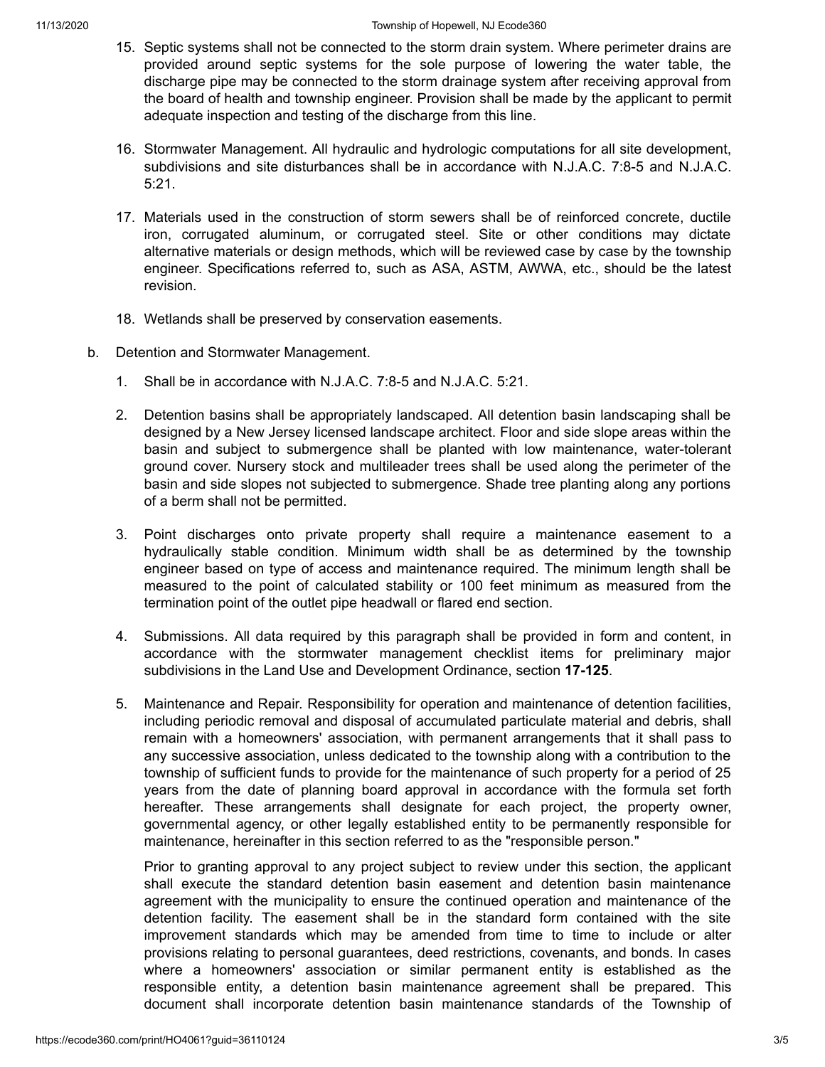15. Septic systems shall not be connected to the storm drain system. Where perimeter drains are provided around septic systems for the sole purpose of lowering the water table, the discharge pipe may be connected to the storm drainage system after receiving approval from the board of health and township engineer. Provision shall be made by the applicant to permit adequate inspection and testing of the discharge from this line.

16. Stormwater Management. All hydraulic and hydrologic computations for all site development, subdivisions and site disturbances shall be in accordance with N.J.A.C. 7:8-5 and N.J.A.C. 5:21.

17. Materials used in the construction of storm sewers shall be of reinforced concrete, ductile iron, corrugated aluminum, or corrugated steel. Site or other conditions may dictate alternative materials or design methods, which will be reviewed case by case by the township engineer. Specifications referred to, such as ASA, ASTM, AWWA, etc., should be the latest revision.

18. Wetlands shall be preserved by conservation easements.

b. Detention and Stormwater Management.

1. Shall be in accordance with N.J.A.C. 7:8-5 and N.J.A.C. 5:21.

2. Detention basins shall be appropriately landscaped. All detention basin landscaping shall be designed by a New Jersey licensed landscape architect. Floor and side slope areas within the basin and subject to submergence shall be planted with low maintenance, water-tolerant ground cover. Nursery stock and multileader trees shall be used along the perimeter of the basin and side slopes not subjected to submergence. Shade tree planting along any portions of a berm shall not be permitted.

3. Point discharges onto private property shall require a maintenance easement to a hydraulically stable condition. Minimum width shall be as determined by the township engineer based on type of access and maintenance required. The minimum length shall be measured to the point of calculated stability or 100 feet minimum as measured from the termination point of the outlet pipe headwall or flared end section.

4. Submissions. All data required by this paragraph shall be provided in form and content, in accordance with the stormwater management checklist items for preliminary major subdivisions in the Land Use and Development Ordinance, section **17-125**.

5. Maintenance and Repair. Responsibility for operation and maintenance of detention facilities, including periodic removal and disposal of accumulated particulate material and debris, shall remain with a homeowners' association, with permanent arrangements that it shall pass to any successive association, unless dedicated to the township along with a contribution to the township of sufficient funds to provide for the maintenance of such property for a period of 25 years from the date of planning board approval in accordance with the formula set forth hereafter. These arrangements shall designate for each project, the property owner, governmental agency, or other legally established entity to be permanently responsible for maintenance, hereinafter in this section referred to as the "responsible person."

   Prior to granting approval to any project subject to review under this section, the applicant shall execute the standard detention basin easement and detention basin maintenance agreement with the municipality to ensure the continued operation and maintenance of the detention facility. The easement shall be in the standard form contained with the site improvement standards which may be amended from time to time to include or alter provisions relating to personal guarantees, deed restrictions, covenants, and bonds. In cases where a homeowners' association or similar permanent entity is established as the responsible entity, a detention basin maintenance agreement shall be prepared. This document shall incorporate detention basin maintenance standards of the Township of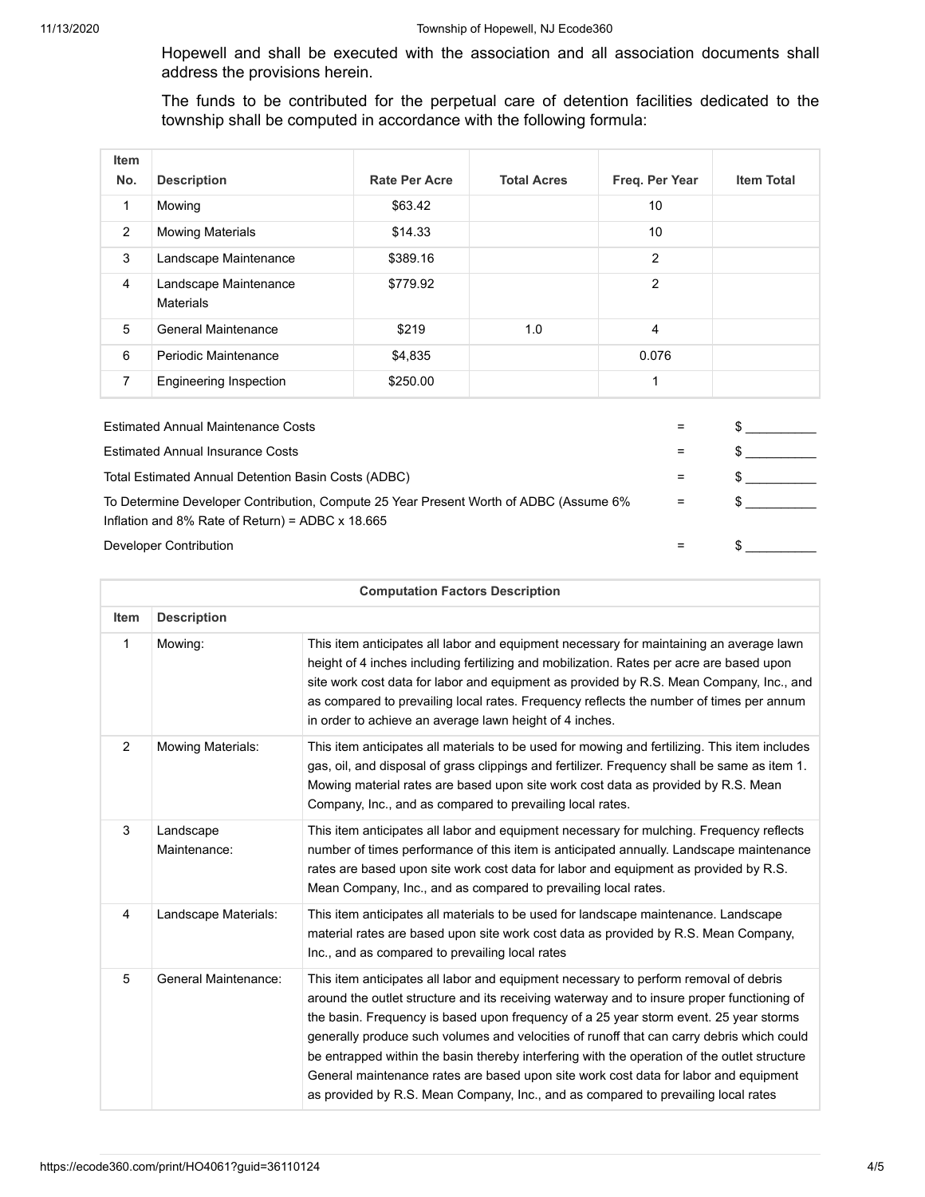Hopewell and shall be executed with the association and all association documents shall address the provisions herein.

The funds to be contributed for the perpetual care of detention facilities dedicated to the township shall be computed in accordance with the following formula:

| Item No. | Description | Rate Per Acre | Total Acres | Freq. Per Year | Item Total |
|---|---|---|---|---|---|
| 1 | Mowing | $63.42 | | 10 | |
| 2 | Mowing Materials | $14.33 | | 10 | |
| 3 | Landscape Maintenance | $389.16 | | 2 | |
| 4 | Landscape Maintenance Materials | $779.92 | | 2 | |
| 5 | General Maintenance | $219 | 1.0 | 4 | |
| 6 | Periodic Maintenance | $4,835 | | 0.076 | |
| 7 | Engineering Inspection | $250.00 | | 1 | |

| | | |
|---|---|---|
| Estimated Annual Maintenance Costs | = | $ __________ |
| Estimated Annual Insurance Costs | = | $ __________ |
| Total Estimated Annual Detention Basin Costs (ADBC) | = | $ __________ |
| To Determine Developer Contribution, Compute 25 Year Present Worth of ADBC (Assume 6% Inflation and 8% Rate of Return) = ADBC x 18.665 | = | $ __________ |
| Developer Contribution | = | $ __________ |

| Computation Factors Description | | |
|---|---|---|
| Item | Description | |
| 1 | Mowing: | This item anticipates all labor and equipment necessary for maintaining an average lawn height of 4 inches including fertilizing and mobilization. Rates per acre are based upon site work cost data for labor and equipment as provided by R.S. Mean Company, Inc., and as compared to prevailing local rates. Frequency reflects the number of times per annum in order to achieve an average lawn height of 4 inches. |
| 2 | Mowing Materials: | This item anticipates all materials to be used for mowing and fertilizing. This item includes gas, oil, and disposal of grass clippings and fertilizer. Frequency shall be same as item 1. Mowing material rates are based upon site work cost data as provided by R.S. Mean Company, Inc., and as compared to prevailing local rates. |
| 3 | Landscape Maintenance: | This item anticipates all labor and equipment necessary for mulching. Frequency reflects number of times performance of this item is anticipated annually. Landscape maintenance rates are based upon site work cost data for labor and equipment as provided by R.S. Mean Company, Inc., and as compared to prevailing local rates. |
| 4 | Landscape Materials: | This item anticipates all materials to be used for landscape maintenance. Landscape material rates are based upon site work cost data as provided by R.S. Mean Company, Inc., and as compared to prevailing local rates |
| 5 | General Maintenance: | This item anticipates all labor and equipment necessary to perform removal of debris around the outlet structure and its receiving waterway and to insure proper functioning of the basin. Frequency is based upon frequency of a 25 year storm event. 25 year storms generally produce such volumes and velocities of runoff that can carry debris which could be entrapped within the basin thereby interfering with the operation of the outlet structure General maintenance rates are based upon site work cost data for labor and equipment as provided by R.S. Mean Company, Inc., and as compared to prevailing local rates |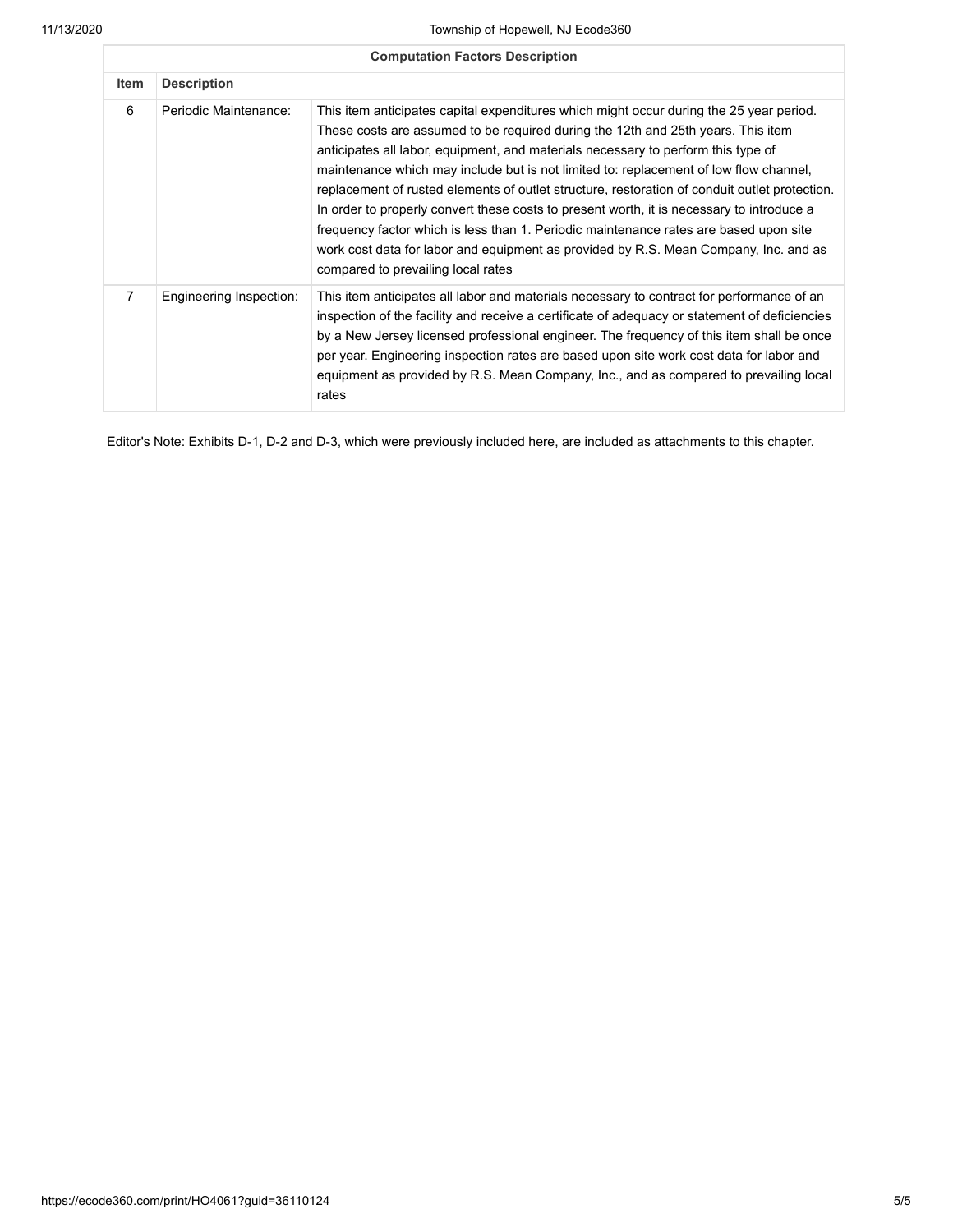| Computation Factors Description | | |
|---|---|---|
| **Item** | **Description** | |
| 6 | Periodic Maintenance: | This item anticipates capital expenditures which might occur during the 25 year period. These costs are assumed to be required during the 12th and 25th years. This item anticipates all labor, equipment, and materials necessary to perform this type of maintenance which may include but is not limited to: replacement of low flow channel, replacement of rusted elements of outlet structure, restoration of conduit outlet protection. In order to properly convert these costs to present worth, it is necessary to introduce a frequency factor which is less than 1. Periodic maintenance rates are based upon site work cost data for labor and equipment as provided by R.S. Mean Company, Inc. and as compared to prevailing local rates |
| 7 | Engineering Inspection: | This item anticipates all labor and materials necessary to contract for performance of an inspection of the facility and receive a certificate of adequacy or statement of deficiencies by a New Jersey licensed professional engineer. The frequency of this item shall be once per year. Engineering inspection rates are based upon site work cost data for labor and equipment as provided by R.S. Mean Company, Inc., and as compared to prevailing local rates |

Editor's Note: Exhibits D-1, D-2 and D-3, which were previously included here, are included as attachments to this chapter.